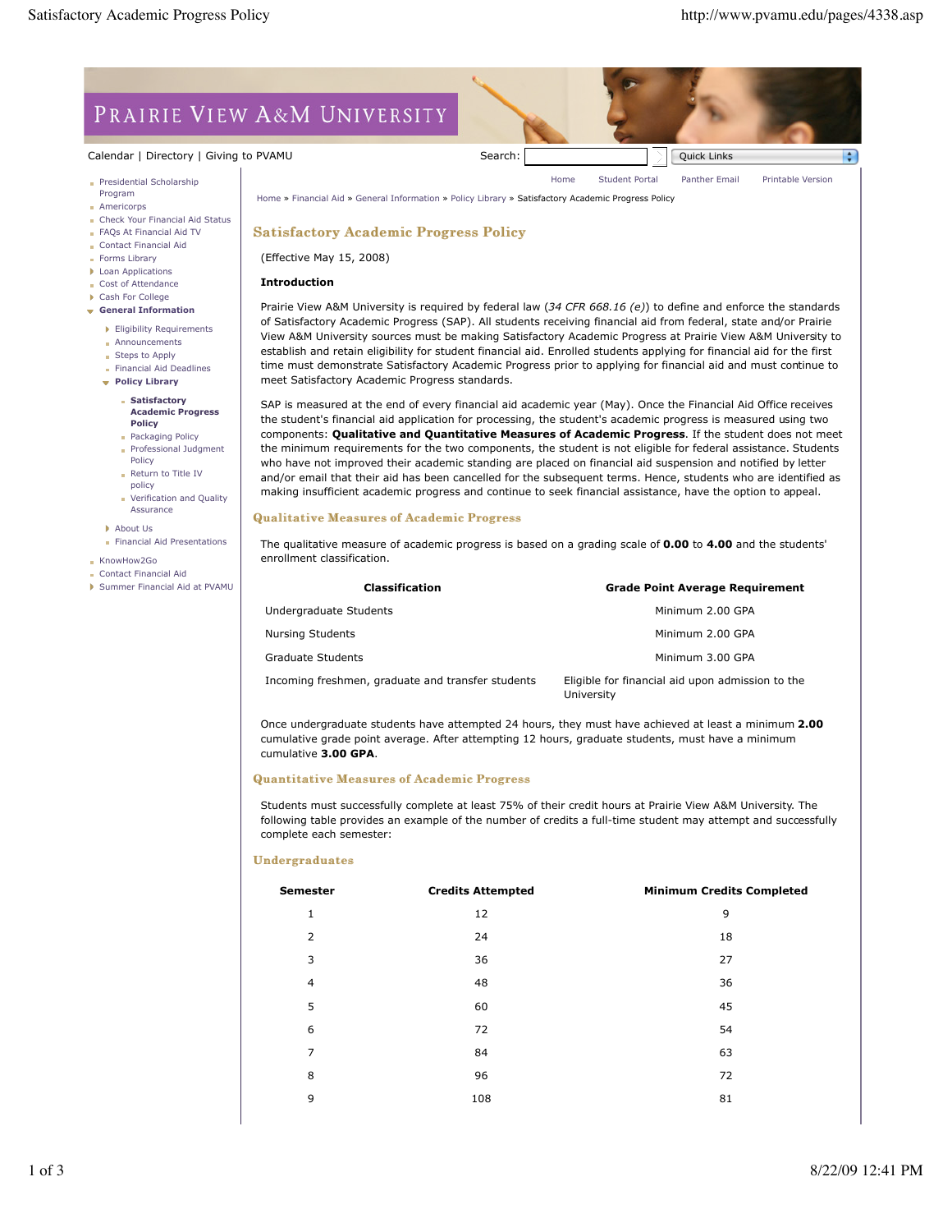# Satisfactory Academic Progress Policy

(Effective May 15, 2008)

**Introduction**

Prairie View A&M University is required by federal law (*34 CFR 668.16 (e)*) to define and enforce the standards of Satisfactory Academic Progress (SAP). All students receiving financial aid from federal, state and/or Prairie View A&M University sources must be making Satisfactory Academic Progress at Prairie View A&M University to establish and retain eligibility for student financial aid. Enrolled students applying for financial aid for the first time must demonstrate Satisfactory Academic Progress prior to applying for financial aid and must continue to meet Satisfactory Academic Progress standards.

SAP is measured at the end of every financial aid academic year (May). Once the Financial Aid Office receives the student's financial aid application for processing, the student's academic progress is measured using two components: **Qualitative and Quantitative Measures of Academic Progress**. If the student does not meet the minimum requirements for the two components, the student is not eligible for federal assistance. Students who have not improved their academic standing are placed on financial aid suspension and notified by letter and/or email that their aid has been cancelled for the subsequent terms. Hence, students who are identified as making insufficient academic progress and continue to seek financial assistance, have the option to appeal.

## Qualitative Measures of Academic Progress

The qualitative measure of academic progress is based on a grading scale of **0.00** to **4.00** and the students' enrollment classification.

| Classification | Grade Point Average Requirement |
|---|---|
| Undergraduate Students | Minimum 2.00 GPA |
| Nursing Students | Minimum 2.00 GPA |
| Graduate Students | Minimum 3.00 GPA |
| Incoming freshmen, graduate and transfer students | Eligible for financial aid upon admission to the University |

Once undergraduate students have attempted 24 hours, they must have achieved at least a minimum **2.00** cumulative grade point average. After attempting 12 hours, graduate students, must have a minimum cumulative **3.00 GPA**.

## Quantitative Measures of Academic Progress

Students must successfully complete at least 75% of their credit hours at Prairie View A&M University. The following table provides an example of the number of credits a full-time student may attempt and successfully complete each semester:

### Undergraduates

| Semester | Credits Attempted | Minimum Credits Completed |
|---|---|---|
| 1 | 12 | 9 |
| 2 | 24 | 18 |
| 3 | 36 | 27 |
| 4 | 48 | 36 |
| 5 | 60 | 45 |
| 6 | 72 | 54 |
| 7 | 84 | 63 |
| 8 | 96 | 72 |
| 9 | 108 | 81 |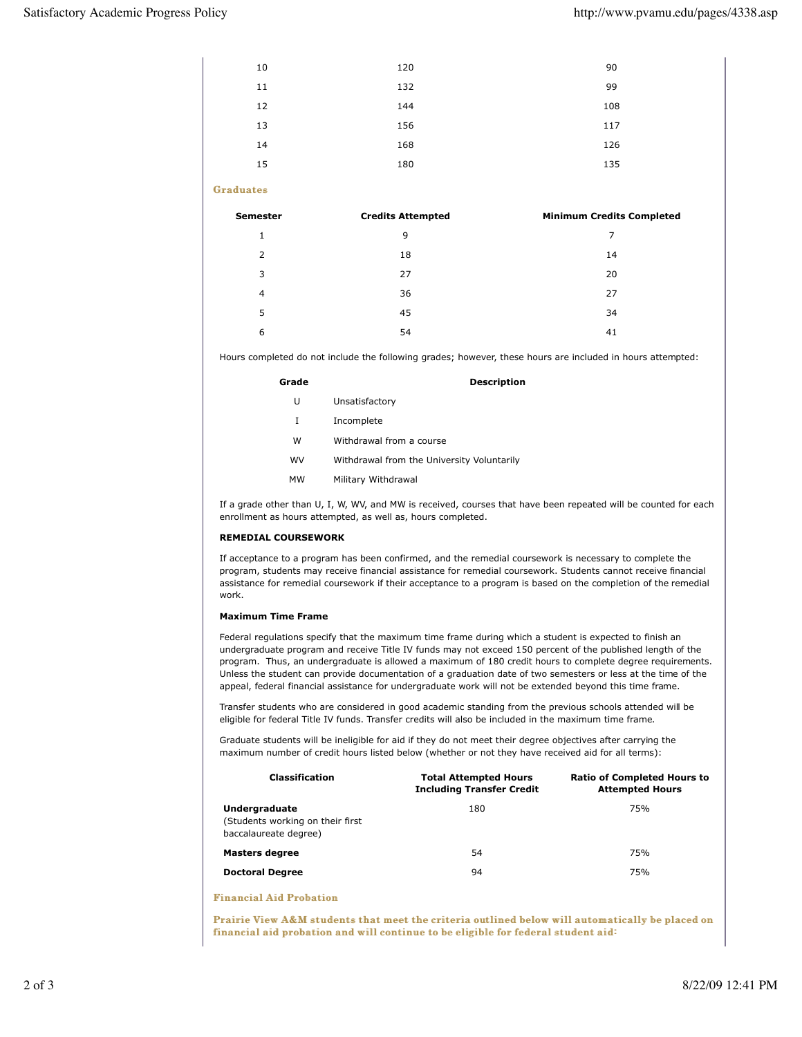| | | |
|---|---|---|
| 10 | 120 | 90 |
| 11 | 132 | 99 |
| 12 | 144 | 108 |
| 13 | 156 | 117 |
| 14 | 168 | 126 |
| 15 | 180 | 135 |

### Graduates

| Semester | Credits Attempted | Minimum Credits Completed |
|---|---|---|
| 1 | 9 | 7 |
| 2 | 18 | 14 |
| 3 | 27 | 20 |
| 4 | 36 | 27 |
| 5 | 45 | 34 |
| 6 | 54 | 41 |

Hours completed do not include the following grades; however, these hours are included in hours attempted:

| Grade | Description |
|---|---|
| U | Unsatisfactory |
| I | Incomplete |
| W | Withdrawal from a course |
| WV | Withdrawal from the University Voluntarily |
| MW | Military Withdrawal |

If a grade other than U, I, W, WV, and MW is received, courses that have been repeated will be counted for each enrollment as hours attempted, as well as, hours completed.

**REMEDIAL COURSEWORK**

If acceptance to a program has been confirmed, and the remedial coursework is necessary to complete the program, students may receive financial assistance for remedial coursework. Students cannot receive financial assistance for remedial coursework if their acceptance to a program is based on the completion of the remedial work.

**Maximum Time Frame**

Federal regulations specify that the maximum time frame during which a student is expected to finish an undergraduate program and receive Title IV funds may not exceed 150 percent of the published length of the program. Thus, an undergraduate is allowed a maximum of 180 credit hours to complete degree requirements. Unless the student can provide documentation of a graduation date of two semesters or less at the time of the appeal, federal financial assistance for undergraduate work will not be extended beyond this time frame.

Transfer students who are considered in good academic standing from the previous schools attended will be eligible for federal Title IV funds. Transfer credits will also be included in the maximum time frame.

Graduate students will be ineligible for aid if they do not meet their degree objectives after carrying the maximum number of credit hours listed below (whether or not they have received aid for all terms):

| Classification | Total Attempted Hours Including Transfer Credit | Ratio of Completed Hours to Attempted Hours |
|---|---|---|
| **Undergraduate** (Students working on their first baccalaureate degree) | 180 | 75% |
| **Masters degree** | 54 | 75% |
| **Doctoral Degree** | 94 | 75% |

### Financial Aid Probation

**Prairie View A&M students that meet the criteria outlined below will automatically be placed on financial aid probation and will continue to be eligible for federal student aid:**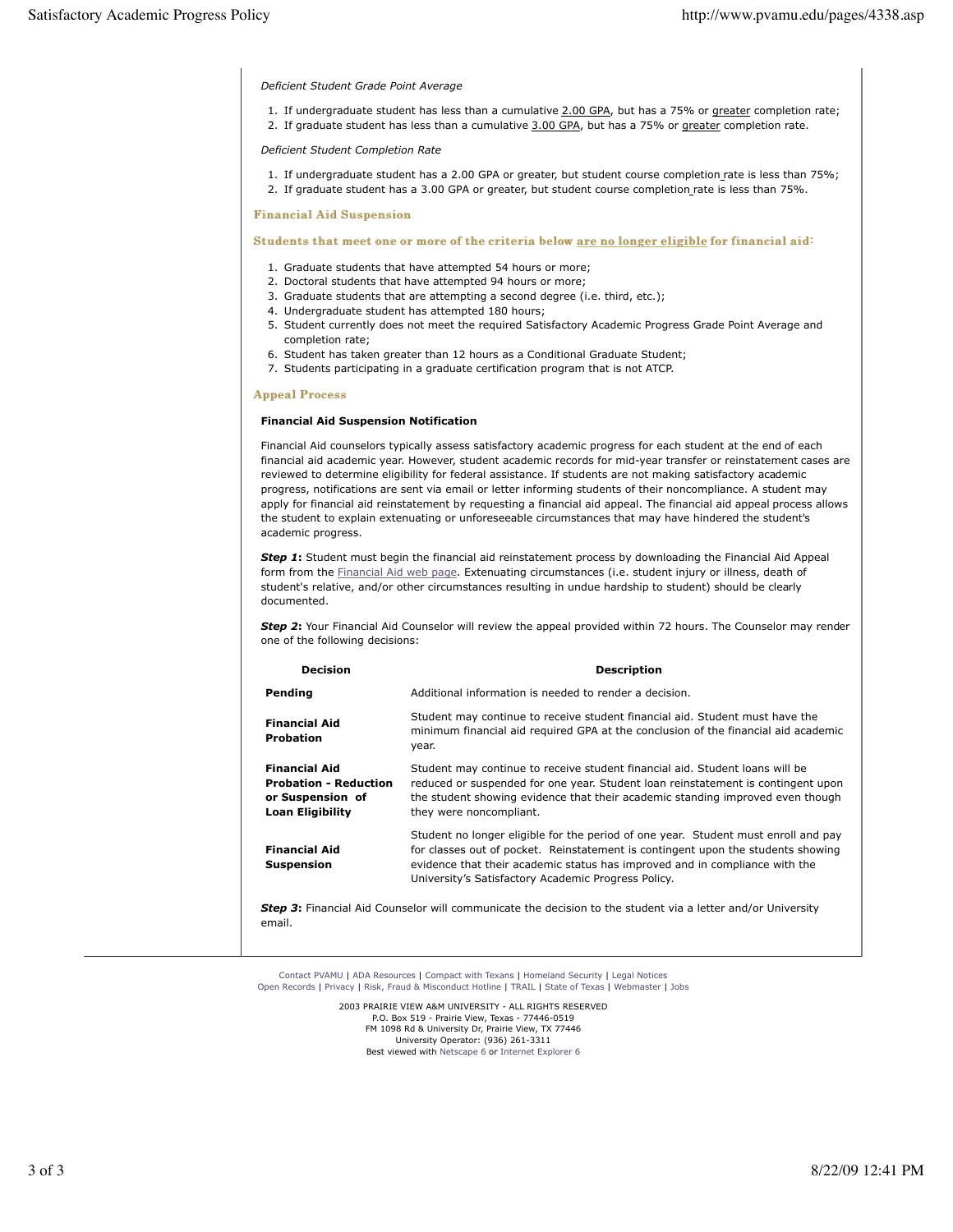*Deficient Student Grade Point Average*

1. If undergraduate student has less than a cumulative 2.00 GPA, but has a 75% or greater completion rate;
2. If graduate student has less than a cumulative 3.00 GPA, but has a 75% or greater completion rate.

*Deficient Student Completion Rate*

1. If undergraduate student has a 2.00 GPA or greater, but student course completion rate is less than 75%;
2. If graduate student has a 3.00 GPA or greater, but student course completion rate is less than 75%.

## Financial Aid Suspension

### Students that meet one or more of the criteria below are no longer eligible for financial aid:

1. Graduate students that have attempted 54 hours or more;
2. Doctoral students that have attempted 94 hours or more;
3. Graduate students that are attempting a second degree (i.e. third, etc.);
4. Undergraduate student has attempted 180 hours;
5. Student currently does not meet the required Satisfactory Academic Progress Grade Point Average and completion rate;
6. Student has taken greater than 12 hours as a Conditional Graduate Student;
7. Students participating in a graduate certification program that is not ATCP.

## Appeal Process

**Financial Aid Suspension Notification**

Financial Aid counselors typically assess satisfactory academic progress for each student at the end of each financial aid academic year. However, student academic records for mid-year transfer or reinstatement cases are reviewed to determine eligibility for federal assistance. If students are not making satisfactory academic progress, notifications are sent via email or letter informing students of their noncompliance. A student may apply for financial aid reinstatement by requesting a financial aid appeal. The financial aid appeal process allows the student to explain extenuating or unforeseeable circumstances that may have hindered the student's academic progress.

***Step 1*:** Student must begin the financial aid reinstatement process by downloading the Financial Aid Appeal form from the Financial Aid web page. Extenuating circumstances (i.e. student injury or illness, death of student's relative, and/or other circumstances resulting in undue hardship to student) should be clearly documented.

***Step 2*:** Your Financial Aid Counselor will review the appeal provided within 72 hours. The Counselor may render one of the following decisions:

| Decision | Description |
|---|---|
| **Pending** | Additional information is needed to render a decision. |
| **Financial Aid Probation** | Student may continue to receive student financial aid. Student must have the minimum financial aid required GPA at the conclusion of the financial aid academic year. |
| **Financial Aid Probation - Reduction or Suspension of Loan Eligibility** | Student may continue to receive student financial aid. Student loans will be reduced or suspended for one year. Student loan reinstatement is contingent upon the student showing evidence that their academic standing improved even though they were noncompliant. |
| **Financial Aid Suspension** | Student no longer eligible for the period of one year. Student must enroll and pay for classes out of pocket. Reinstatement is contingent upon the students showing evidence that their academic status has improved and in compliance with the University's Satisfactory Academic Progress Policy. |

***Step 3*:** Financial Aid Counselor will communicate the decision to the student via a letter and/or University email.

Contact PVAMU | ADA Resources | Compact with Texans | Homeland Security | Legal Notices
Open Records | Privacy | Risk, Fraud & Misconduct Hotline | TRAIL | State of Texas | Webmaster | Jobs

2003 PRAIRIE VIEW A&M UNIVERSITY - ALL RIGHTS RESERVED
P.O. Box 519 - Prairie View, Texas - 77446-0519
FM 1098 Rd & University Dr, Prairie View, TX 77446
University Operator: (936) 261-3311
Best viewed with Netscape 6 or Internet Explorer 6